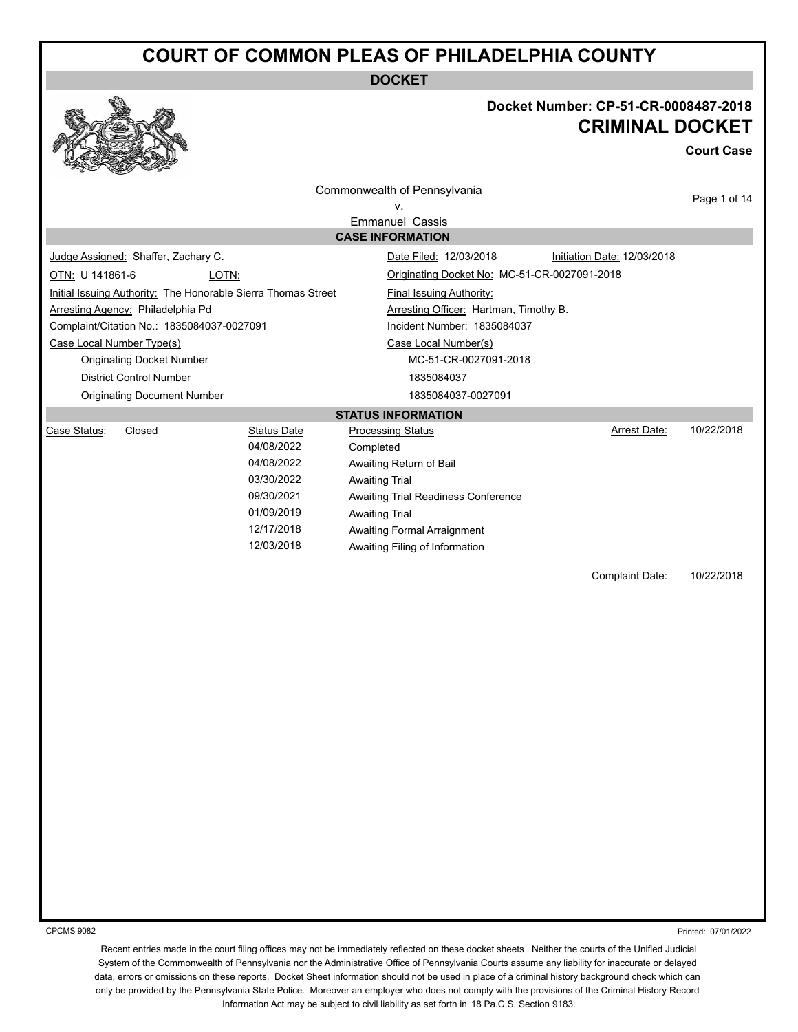# COURT OF COMMON PLEAS OF PHILADELPHIA COUNTY

## DOCKET

**Docket Number: CP-51-CR-0008487-2018**

**CRIMINAL DOCKET**

**Court Case**

Commonwealth of Pennsylvania
v.
Emmanuel Cassis

### CASE INFORMATION

Judge Assigned: Shaffer, Zachary C.

Date Filed: 12/03/2018

Initiation Date: 12/03/2018

OTN: U 141861-6

LOTN:

Originating Docket No: MC-51-CR-0027091-2018

Initial Issuing Authority: The Honorable Sierra Thomas Street

Final Issuing Authority:

Arresting Agency: Philadelphia Pd

Arresting Officer: Hartman, Timothy B.

Complaint/Citation No.: 1835084037-0027091

Incident Number: 1835084037

| Case Local Number Type(s) | Case Local Number(s) |
|---|---|
| Originating Docket Number | MC-51-CR-0027091-2018 |
| District Control Number | 1835084037 |
| Originating Document Number | 1835084037-0027091 |

### STATUS INFORMATION

Case Status: Closed

Arrest Date: 10/22/2018

| Status Date | Processing Status |
|---|---|
| 04/08/2022 | Completed |
| 04/08/2022 | Awaiting Return of Bail |
| 03/30/2022 | Awaiting Trial |
| 09/30/2021 | Awaiting Trial Readiness Conference |
| 01/09/2019 | Awaiting Trial |
| 12/17/2018 | Awaiting Formal Arraignment |
| 12/03/2018 | Awaiting Filing of Information |

Complaint Date: 10/22/2018

CPCMS 9082

Printed: 07/01/2022

Recent entries made in the court filing offices may not be immediately reflected on these docket sheets . Neither the courts of the Unified Judicial System of the Commonwealth of Pennsylvania nor the Administrative Office of Pennsylvania Courts assume any liability for inaccurate or delayed data, errors or omissions on these reports. Docket Sheet information should not be used in place of a criminal history background check which can only be provided by the Pennsylvania State Police. Moreover an employer who does not comply with the provisions of the Criminal History Record Information Act may be subject to civil liability as set forth in 18 Pa.C.S. Section 9183.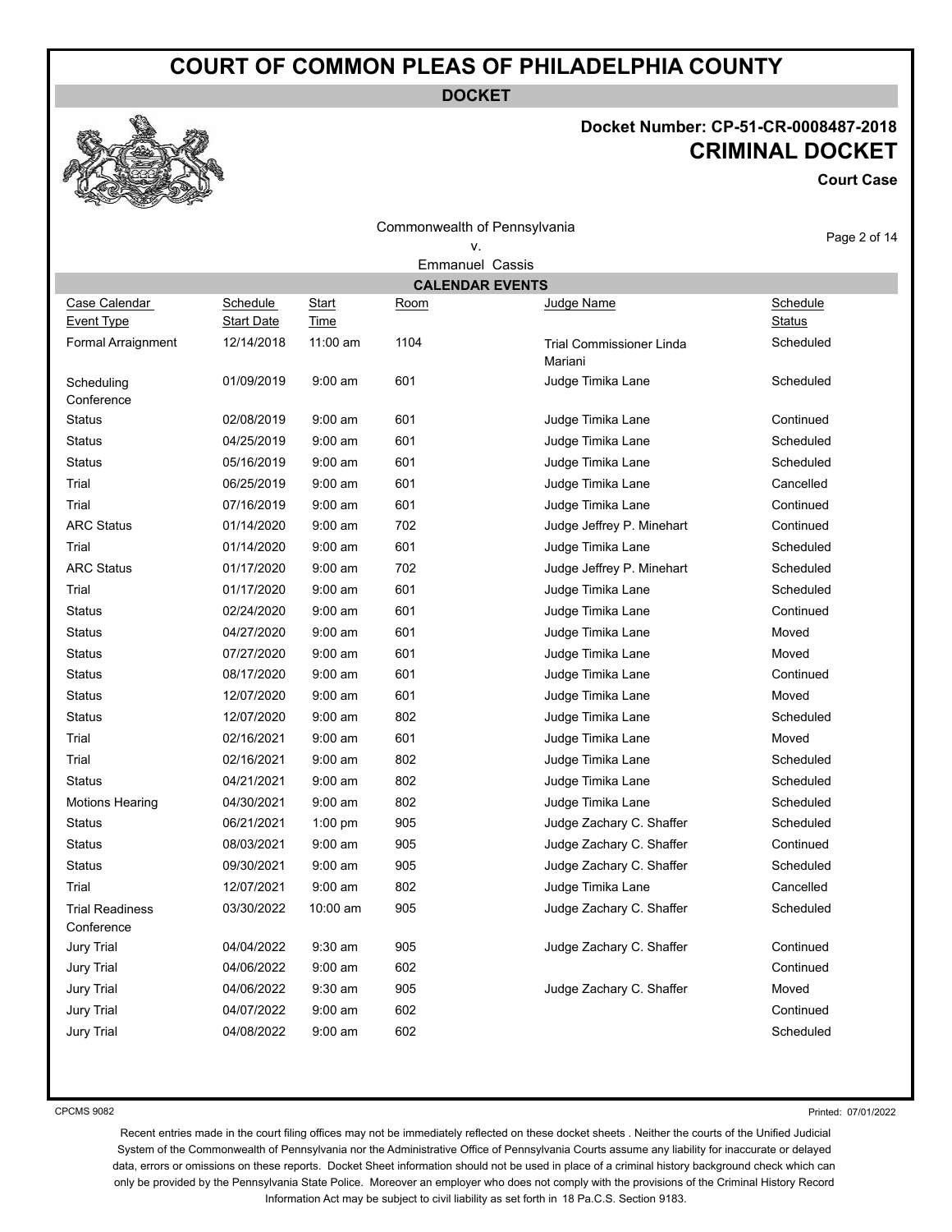# COURT OF COMMON PLEAS OF PHILADELPHIA COUNTY

**DOCKET**

**Docket Number: CP-51-CR-0008487-2018**

**CRIMINAL DOCKET**

**Court Case**

Commonwealth of Pennsylvania
v.
Emmanuel Cassis

## CALENDAR EVENTS

| Case Calendar Event Type | Schedule Start Date | Start Time | Room | Judge Name | Schedule Status |
|---|---|---|---|---|---|
| Formal Arraignment | 12/14/2018 | 11:00 am | 1104 | Trial Commissioner Linda Mariani | Scheduled |
| Scheduling Conference | 01/09/2019 | 9:00 am | 601 | Judge Timika Lane | Scheduled |
| Status | 02/08/2019 | 9:00 am | 601 | Judge Timika Lane | Continued |
| Status | 04/25/2019 | 9:00 am | 601 | Judge Timika Lane | Scheduled |
| Status | 05/16/2019 | 9:00 am | 601 | Judge Timika Lane | Scheduled |
| Trial | 06/25/2019 | 9:00 am | 601 | Judge Timika Lane | Cancelled |
| Trial | 07/16/2019 | 9:00 am | 601 | Judge Timika Lane | Continued |
| ARC Status | 01/14/2020 | 9:00 am | 702 | Judge Jeffrey P. Minehart | Continued |
| Trial | 01/14/2020 | 9:00 am | 601 | Judge Timika Lane | Scheduled |
| ARC Status | 01/17/2020 | 9:00 am | 702 | Judge Jeffrey P. Minehart | Scheduled |
| Trial | 01/17/2020 | 9:00 am | 601 | Judge Timika Lane | Scheduled |
| Status | 02/24/2020 | 9:00 am | 601 | Judge Timika Lane | Continued |
| Status | 04/27/2020 | 9:00 am | 601 | Judge Timika Lane | Moved |
| Status | 07/27/2020 | 9:00 am | 601 | Judge Timika Lane | Moved |
| Status | 08/17/2020 | 9:00 am | 601 | Judge Timika Lane | Continued |
| Status | 12/07/2020 | 9:00 am | 601 | Judge Timika Lane | Moved |
| Status | 12/07/2020 | 9:00 am | 802 | Judge Timika Lane | Scheduled |
| Trial | 02/16/2021 | 9:00 am | 601 | Judge Timika Lane | Moved |
| Trial | 02/16/2021 | 9:00 am | 802 | Judge Timika Lane | Scheduled |
| Status | 04/21/2021 | 9:00 am | 802 | Judge Timika Lane | Scheduled |
| Motions Hearing | 04/30/2021 | 9:00 am | 802 | Judge Timika Lane | Scheduled |
| Status | 06/21/2021 | 1:00 pm | 905 | Judge Zachary C. Shaffer | Scheduled |
| Status | 08/03/2021 | 9:00 am | 905 | Judge Zachary C. Shaffer | Continued |
| Status | 09/30/2021 | 9:00 am | 905 | Judge Zachary C. Shaffer | Scheduled |
| Trial | 12/07/2021 | 9:00 am | 802 | Judge Timika Lane | Cancelled |
| Trial Readiness Conference | 03/30/2022 | 10:00 am | 905 | Judge Zachary C. Shaffer | Scheduled |
| Jury Trial | 04/04/2022 | 9:30 am | 905 | Judge Zachary C. Shaffer | Continued |
| Jury Trial | 04/06/2022 | 9:00 am | 602 | | Continued |
| Jury Trial | 04/06/2022 | 9:30 am | 905 | Judge Zachary C. Shaffer | Moved |
| Jury Trial | 04/07/2022 | 9:00 am | 602 | | Continued |
| Jury Trial | 04/08/2022 | 9:00 am | 602 | | Scheduled |

CPCMS 9082

Printed: 07/01/2022

Recent entries made in the court filing offices may not be immediately reflected on these docket sheets . Neither the courts of the Unified Judicial System of the Commonwealth of Pennsylvania nor the Administrative Office of Pennsylvania Courts assume any liability for inaccurate or delayed data, errors or omissions on these reports. Docket Sheet information should not be used in place of a criminal history background check which can only be provided by the Pennsylvania State Police. Moreover an employer who does not comply with the provisions of the Criminal History Record Information Act may be subject to civil liability as set forth in 18 Pa.C.S. Section 9183.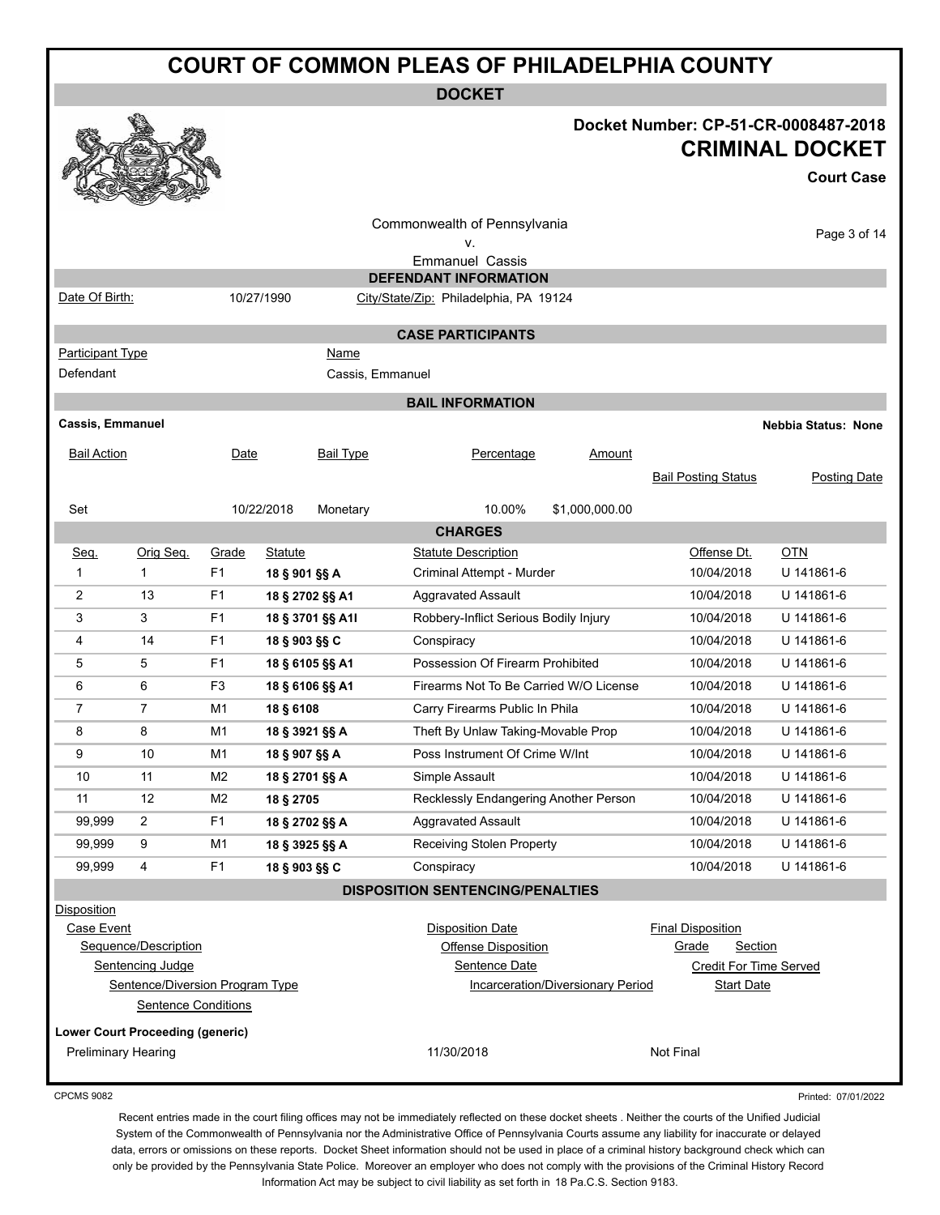# COURT OF COMMON PLEAS OF PHILADELPHIA COUNTY

## DOCKET

**Docket Number: CP-51-CR-0008487-2018**

**CRIMINAL DOCKET**

**Court Case**

Commonwealth of Pennsylvania
v.
Emmanuel Cassis

### DEFENDANT INFORMATION

| Date Of Birth: | 10/27/1990 | City/State/Zip: Philadelphia, PA 19124 |
|---|---|---|

### CASE PARTICIPANTS

| Participant Type | Name |
|---|---|
| Defendant | Cassis, Emmanuel |

### BAIL INFORMATION

**Cassis, Emmanuel** — **Nebbia Status: None**

| Bail Action | Date | Bail Type | Percentage | Amount | Bail Posting Status | Posting Date |
|---|---|---|---|---|---|---|
| Set | 10/22/2018 | Monetary | 10.00% | $1,000,000.00 | | |

### CHARGES

| Seq. | Orig Seq. | Grade | Statute | Statute Description | Offense Dt. | OTN |
|---|---|---|---|---|---|---|
| 1 | 1 | F1 | **18 § 901 §§ A** | Criminal Attempt - Murder | 10/04/2018 | U 141861-6 |
| 2 | 13 | F1 | **18 § 2702 §§ A1** | Aggravated Assault | 10/04/2018 | U 141861-6 |
| 3 | 3 | F1 | **18 § 3701 §§ A1I** | Robbery-Inflict Serious Bodily Injury | 10/04/2018 | U 141861-6 |
| 4 | 14 | F1 | **18 § 903 §§ C** | Conspiracy | 10/04/2018 | U 141861-6 |
| 5 | 5 | F1 | **18 § 6105 §§ A1** | Possession Of Firearm Prohibited | 10/04/2018 | U 141861-6 |
| 6 | 6 | F3 | **18 § 6106 §§ A1** | Firearms Not To Be Carried W/O License | 10/04/2018 | U 141861-6 |
| 7 | 7 | M1 | **18 § 6108** | Carry Firearms Public In Phila | 10/04/2018 | U 141861-6 |
| 8 | 8 | M1 | **18 § 3921 §§ A** | Theft By Unlaw Taking-Movable Prop | 10/04/2018 | U 141861-6 |
| 9 | 10 | M1 | **18 § 907 §§ A** | Poss Instrument Of Crime W/Int | 10/04/2018 | U 141861-6 |
| 10 | 11 | M2 | **18 § 2701 §§ A** | Simple Assault | 10/04/2018 | U 141861-6 |
| 11 | 12 | M2 | **18 § 2705** | Recklessly Endangering Another Person | 10/04/2018 | U 141861-6 |
| 99,999 | 2 | F1 | **18 § 2702 §§ A** | Aggravated Assault | 10/04/2018 | U 141861-6 |
| 99,999 | 9 | M1 | **18 § 3925 §§ A** | Receiving Stolen Property | 10/04/2018 | U 141861-6 |
| 99,999 | 4 | F1 | **18 § 903 §§ C** | Conspiracy | 10/04/2018 | U 141861-6 |

### DISPOSITION SENTENCING/PENALTIES

| Disposition | | |
|---|---|---|
| Case Event | Disposition Date | Final Disposition |
| Sequence/Description | Offense Disposition | Grade Section |
| Sentencing Judge | Sentence Date | Credit For Time Served |
| Sentence/Diversion Program Type | Incarceration/Diversionary Period | Start Date |
| Sentence Conditions | | |

**Lower Court Proceeding (generic)**

| Preliminary Hearing | 11/30/2018 | Not Final |
|---|---|---|

CPCMS 9082

Printed: 07/01/2022

Recent entries made in the court filing offices may not be immediately reflected on these docket sheets . Neither the courts of the Unified Judicial System of the Commonwealth of Pennsylvania nor the Administrative Office of Pennsylvania Courts assume any liability for inaccurate or delayed data, errors or omissions on these reports. Docket Sheet information should not be used in place of a criminal history background check which can only be provided by the Pennsylvania State Police. Moreover an employer who does not comply with the provisions of the Criminal History Record Information Act may be subject to civil liability as set forth in 18 Pa.C.S. Section 9183.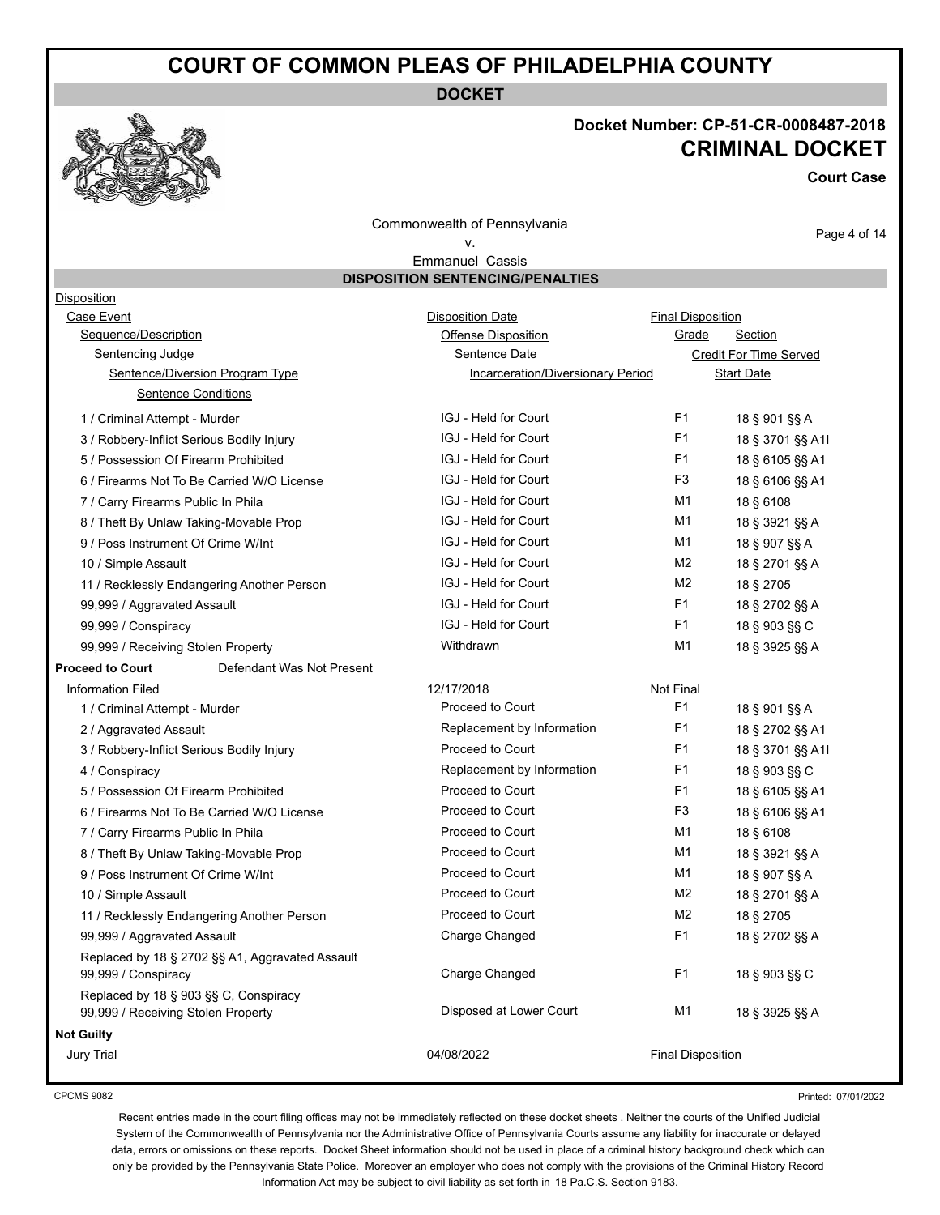# COURT OF COMMON PLEAS OF PHILADELPHIA COUNTY

**DOCKET**

**Docket Number: CP-51-CR-0008487-2018**

## CRIMINAL DOCKET

**Court Case**

Commonwealth of Pennsylvania
v.
Emmanuel Cassis

### DISPOSITION SENTENCING/PENALTIES

Disposition
Case Event — Disposition Date — Final Disposition
Sequence/Description — Offense Disposition — Grade — Section
Sentencing Judge — Sentence Date — Credit For Time Served
Sentence/Diversion Program Type — Incarceration/Diversionary Period — Start Date
Sentence Conditions

| Sequence/Description | Offense Disposition | Grade | Section |
|---|---|---|---|
| 1 / Criminal Attempt - Murder | IGJ - Held for Court | F1 | 18 § 901 §§ A |
| 3 / Robbery-Inflict Serious Bodily Injury | IGJ - Held for Court | F1 | 18 § 3701 §§ A1I |
| 5 / Possession Of Firearm Prohibited | IGJ - Held for Court | F1 | 18 § 6105 §§ A1 |
| 6 / Firearms Not To Be Carried W/O License | IGJ - Held for Court | F3 | 18 § 6106 §§ A1 |
| 7 / Carry Firearms Public In Phila | IGJ - Held for Court | M1 | 18 § 6108 |
| 8 / Theft By Unlaw Taking-Movable Prop | IGJ - Held for Court | M1 | 18 § 3921 §§ A |
| 9 / Poss Instrument Of Crime W/Int | IGJ - Held for Court | M1 | 18 § 907 §§ A |
| 10 / Simple Assault | IGJ - Held for Court | M2 | 18 § 2701 §§ A |
| 11 / Recklessly Endangering Another Person | IGJ - Held for Court | M2 | 18 § 2705 |
| 99,999 / Aggravated Assault | IGJ - Held for Court | F1 | 18 § 2702 §§ A |
| 99,999 / Conspiracy | IGJ - Held for Court | F1 | 18 § 903 §§ C |
| 99,999 / Receiving Stolen Property | Withdrawn | M1 | 18 § 3925 §§ A |

**Proceed to Court** — Defendant Was Not Present

Information Filed — 12/17/2018 — Not Final

| Sequence/Description | Offense Disposition | Grade | Section |
|---|---|---|---|
| 1 / Criminal Attempt - Murder | Proceed to Court | F1 | 18 § 901 §§ A |
| 2 / Aggravated Assault | Replacement by Information | F1 | 18 § 2702 §§ A1 |
| 3 / Robbery-Inflict Serious Bodily Injury | Proceed to Court | F1 | 18 § 3701 §§ A1I |
| 4 / Conspiracy | Replacement by Information | F1 | 18 § 903 §§ C |
| 5 / Possession Of Firearm Prohibited | Proceed to Court | F1 | 18 § 6105 §§ A1 |
| 6 / Firearms Not To Be Carried W/O License | Proceed to Court | F3 | 18 § 6106 §§ A1 |
| 7 / Carry Firearms Public In Phila | Proceed to Court | M1 | 18 § 6108 |
| 8 / Theft By Unlaw Taking-Movable Prop | Proceed to Court | M1 | 18 § 3921 §§ A |
| 9 / Poss Instrument Of Crime W/Int | Proceed to Court | M1 | 18 § 907 §§ A |
| 10 / Simple Assault | Proceed to Court | M2 | 18 § 2701 §§ A |
| 11 / Recklessly Endangering Another Person | Proceed to Court | M2 | 18 § 2705 |
| 99,999 / Aggravated Assault | Charge Changed | F1 | 18 § 2702 §§ A |
| Replaced by 18 § 2702 §§ A1, Aggravated Assault | | | |
| 99,999 / Conspiracy | Charge Changed | F1 | 18 § 903 §§ C |
| Replaced by 18 § 903 §§ C, Conspiracy | | | |
| 99,999 / Receiving Stolen Property | Disposed at Lower Court | M1 | 18 § 3925 §§ A |

**Not Guilty**

Jury Trial — 04/08/2022 — Final Disposition

CPCMS 9082

Printed: 07/01/2022

Recent entries made in the court filing offices may not be immediately reflected on these docket sheets . Neither the courts of the Unified Judicial System of the Commonwealth of Pennsylvania nor the Administrative Office of Pennsylvania Courts assume any liability for inaccurate or delayed data, errors or omissions on these reports. Docket Sheet information should not be used in place of a criminal history background check which can only be provided by the Pennsylvania State Police. Moreover an employer who does not comply with the provisions of the Criminal History Record Information Act may be subject to civil liability as set forth in 18 Pa.C.S. Section 9183.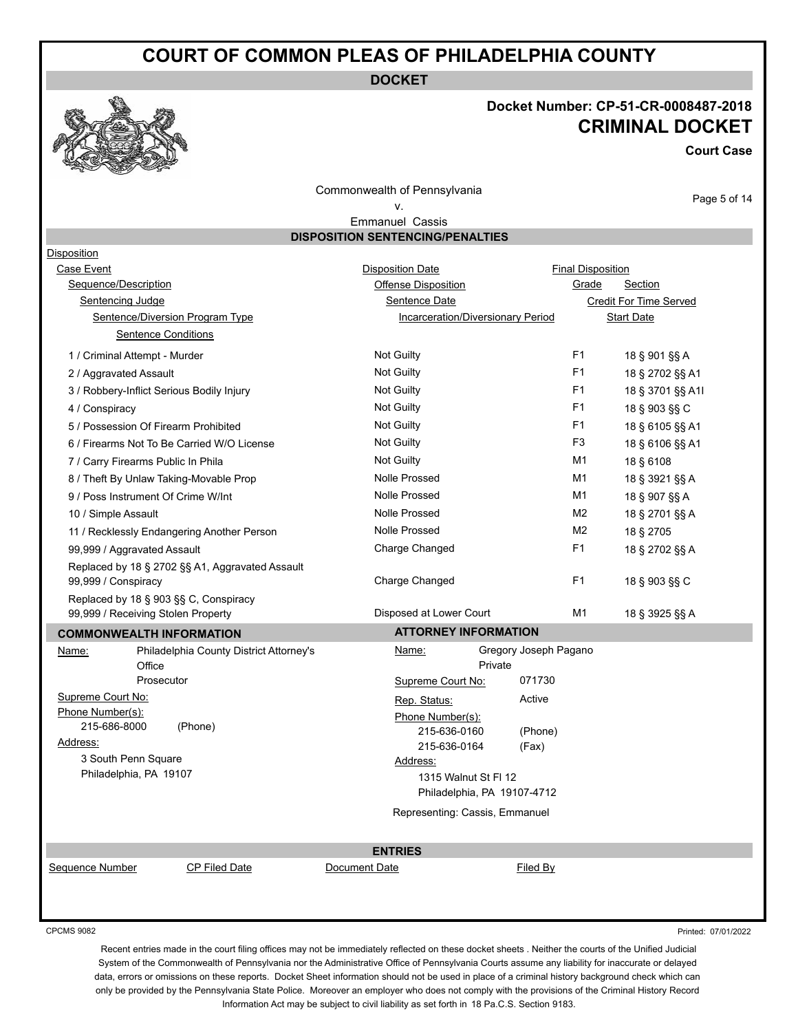# COURT OF COMMON PLEAS OF PHILADELPHIA COUNTY

**DOCKET**

**Docket Number: CP-51-CR-0008487-2018**

**CRIMINAL DOCKET**

**Court Case**

Commonwealth of Pennsylvania
v.
Emmanuel Cassis

## DISPOSITION SENTENCING/PENALTIES

Disposition
Case Event — Disposition Date — Final Disposition
Sequence/Description — Offense Disposition — Grade — Section
Sentencing Judge — Sentence Date — Credit For Time Served
Sentence/Diversion Program Type — Incarceration/Diversionary Period — Start Date
Sentence Conditions

| Sequence/Description | Offense Disposition | Grade | Section |
|---|---|---|---|
| 1 / Criminal Attempt - Murder | Not Guilty | F1 | 18 § 901 §§ A |
| 2 / Aggravated Assault | Not Guilty | F1 | 18 § 2702 §§ A1 |
| 3 / Robbery-Inflict Serious Bodily Injury | Not Guilty | F1 | 18 § 3701 §§ A1I |
| 4 / Conspiracy | Not Guilty | F1 | 18 § 903 §§ C |
| 5 / Possession Of Firearm Prohibited | Not Guilty | F1 | 18 § 6105 §§ A1 |
| 6 / Firearms Not To Be Carried W/O License | Not Guilty | F3 | 18 § 6106 §§ A1 |
| 7 / Carry Firearms Public In Phila | Not Guilty | M1 | 18 § 6108 |
| 8 / Theft By Unlaw Taking-Movable Prop | Nolle Prossed | M1 | 18 § 3921 §§ A |
| 9 / Poss Instrument Of Crime W/Int | Nolle Prossed | M1 | 18 § 907 §§ A |
| 10 / Simple Assault | Nolle Prossed | M2 | 18 § 2701 §§ A |
| 11 / Recklessly Endangering Another Person | Nolle Prossed | M2 | 18 § 2705 |
| 99,999 / Aggravated Assault | Charge Changed | F1 | 18 § 2702 §§ A |
| Replaced by 18 § 2702 §§ A1, Aggravated Assault | | | |
| 99,999 / Conspiracy | Charge Changed | F1 | 18 § 903 §§ C |
| Replaced by 18 § 903 §§ C, Conspiracy | | | |
| 99,999 / Receiving Stolen Property | Disposed at Lower Court | M1 | 18 § 3925 §§ A |

## COMMONWEALTH INFORMATION

Name: Philadelphia County District Attorney's Office
Prosecutor
Supreme Court No:
Phone Number(s):
215-686-8000 (Phone)
Address:
3 South Penn Square
Philadelphia, PA 19107

## ATTORNEY INFORMATION

Name: Gregory Joseph Pagano
Private
Supreme Court No: 071730
Rep. Status: Active
Phone Number(s):
215-636-0160 (Phone)
215-636-0164 (Fax)
Address:
1315 Walnut St Fl 12
Philadelphia, PA 19107-4712
Representing: Cassis, Emmanuel

## ENTRIES

| Sequence Number | CP Filed Date | Document Date | Filed By |
|---|---|---|---|

CPCMS 9082

Printed: 07/01/2022

Recent entries made in the court filing offices may not be immediately reflected on these docket sheets . Neither the courts of the Unified Judicial System of the Commonwealth of Pennsylvania nor the Administrative Office of Pennsylvania Courts assume any liability for inaccurate or delayed data, errors or omissions on these reports. Docket Sheet information should not be used in place of a criminal history background check which can only be provided by the Pennsylvania State Police. Moreover an employer who does not comply with the provisions of the Criminal History Record Information Act may be subject to civil liability as set forth in 18 Pa.C.S. Section 9183.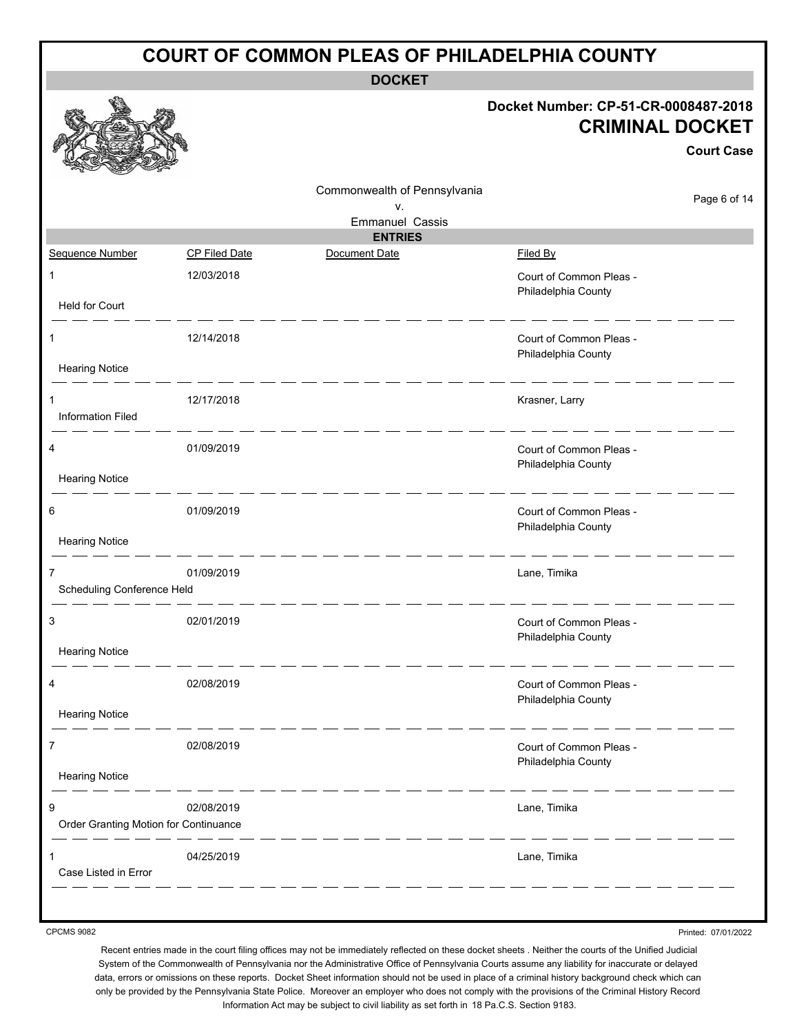# COURT OF COMMON PLEAS OF PHILADELPHIA COUNTY

**DOCKET**

**Docket Number: CP-51-CR-0008487-2018**

**CRIMINAL DOCKET**

**Court Case**

Commonwealth of Pennsylvania
v.
Emmanuel Cassis

**ENTRIES**

| Sequence Number | CP Filed Date | Document Date | Filed By |
|---|---|---|---|
| 1 | 12/03/2018 | | Court of Common Pleas - Philadelphia County |
| Held for Court | | | |
| 1 | 12/14/2018 | | Court of Common Pleas - Philadelphia County |
| Hearing Notice | | | |
| 1 | 12/17/2018 | | Krasner, Larry |
| Information Filed | | | |
| 4 | 01/09/2019 | | Court of Common Pleas - Philadelphia County |
| Hearing Notice | | | |
| 6 | 01/09/2019 | | Court of Common Pleas - Philadelphia County |
| Hearing Notice | | | |
| 7 | 01/09/2019 | | Lane, Timika |
| Scheduling Conference Held | | | |
| 3 | 02/01/2019 | | Court of Common Pleas - Philadelphia County |
| Hearing Notice | | | |
| 4 | 02/08/2019 | | Court of Common Pleas - Philadelphia County |
| Hearing Notice | | | |
| 7 | 02/08/2019 | | Court of Common Pleas - Philadelphia County |
| Hearing Notice | | | |
| 9 | 02/08/2019 | | Lane, Timika |
| Order Granting Motion for Continuance | | | |
| 1 | 04/25/2019 | | Lane, Timika |
| Case Listed in Error | | | |

CPCMS 9082

Printed: 07/01/2022

Recent entries made in the court filing offices may not be immediately reflected on these docket sheets . Neither the courts of the Unified Judicial System of the Commonwealth of Pennsylvania nor the Administrative Office of Pennsylvania Courts assume any liability for inaccurate or delayed data, errors or omissions on these reports. Docket Sheet information should not be used in place of a criminal history background check which can only be provided by the Pennsylvania State Police. Moreover an employer who does not comply with the provisions of the Criminal History Record Information Act may be subject to civil liability as set forth in 18 Pa.C.S. Section 9183.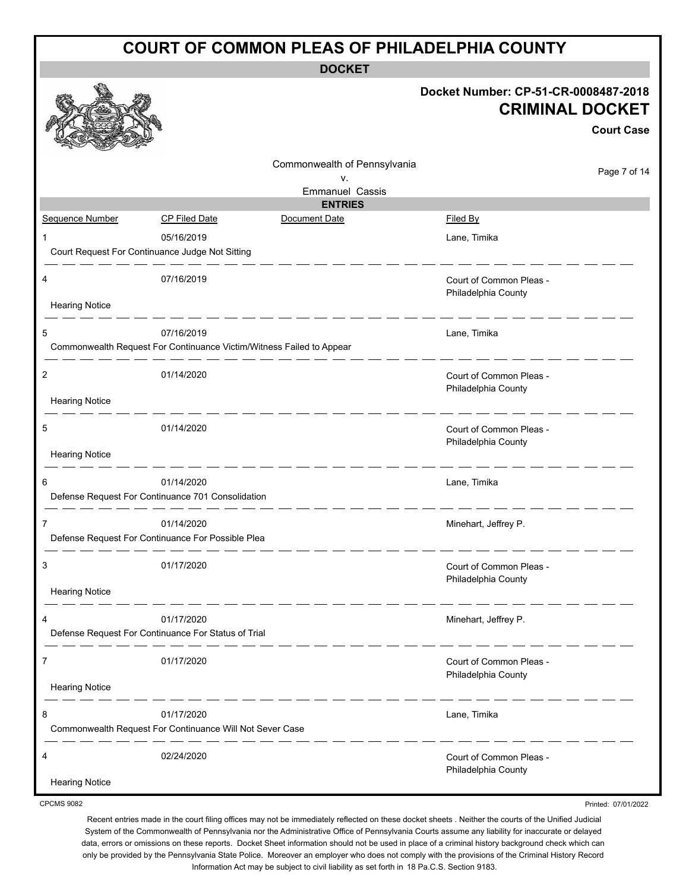# COURT OF COMMON PLEAS OF PHILADELPHIA COUNTY

**DOCKET**

**Docket Number: CP-51-CR-0008487-2018**

## CRIMINAL DOCKET

**Court Case**

Commonwealth of Pennsylvania
v.
Emmanuel Cassis

**ENTRIES**

| Sequence Number | CP Filed Date | Document Date | Filed By |
|---|---|---|---|
| 1 | 05/16/2019 | | Lane, Timika |
| Court Request For Continuance Judge Not Sitting | | | |
| 4 | 07/16/2019 | | Court of Common Pleas - Philadelphia County |
| Hearing Notice | | | |
| 5 | 07/16/2019 | | Lane, Timika |
| Commonwealth Request For Continuance Victim/Witness Failed to Appear | | | |
| 2 | 01/14/2020 | | Court of Common Pleas - Philadelphia County |
| Hearing Notice | | | |
| 5 | 01/14/2020 | | Court of Common Pleas - Philadelphia County |
| Hearing Notice | | | |
| 6 | 01/14/2020 | | Lane, Timika |
| Defense Request For Continuance 701 Consolidation | | | |
| 7 | 01/14/2020 | | Minehart, Jeffrey P. |
| Defense Request For Continuance For Possible Plea | | | |
| 3 | 01/17/2020 | | Court of Common Pleas - Philadelphia County |
| Hearing Notice | | | |
| 4 | 01/17/2020 | | Minehart, Jeffrey P. |
| Defense Request For Continuance For Status of Trial | | | |
| 7 | 01/17/2020 | | Court of Common Pleas - Philadelphia County |
| Hearing Notice | | | |
| 8 | 01/17/2020 | | Lane, Timika |
| Commonwealth Request For Continuance Will Not Sever Case | | | |
| 4 | 02/24/2020 | | Court of Common Pleas - Philadelphia County |
| Hearing Notice | | | |

CPCMS 9082

Printed: 07/01/2022

Recent entries made in the court filing offices may not be immediately reflected on these docket sheets . Neither the courts of the Unified Judicial System of the Commonwealth of Pennsylvania nor the Administrative Office of Pennsylvania Courts assume any liability for inaccurate or delayed data, errors or omissions on these reports. Docket Sheet information should not be used in place of a criminal history background check which can only be provided by the Pennsylvania State Police. Moreover an employer who does not comply with the provisions of the Criminal History Record Information Act may be subject to civil liability as set forth in 18 Pa.C.S. Section 9183.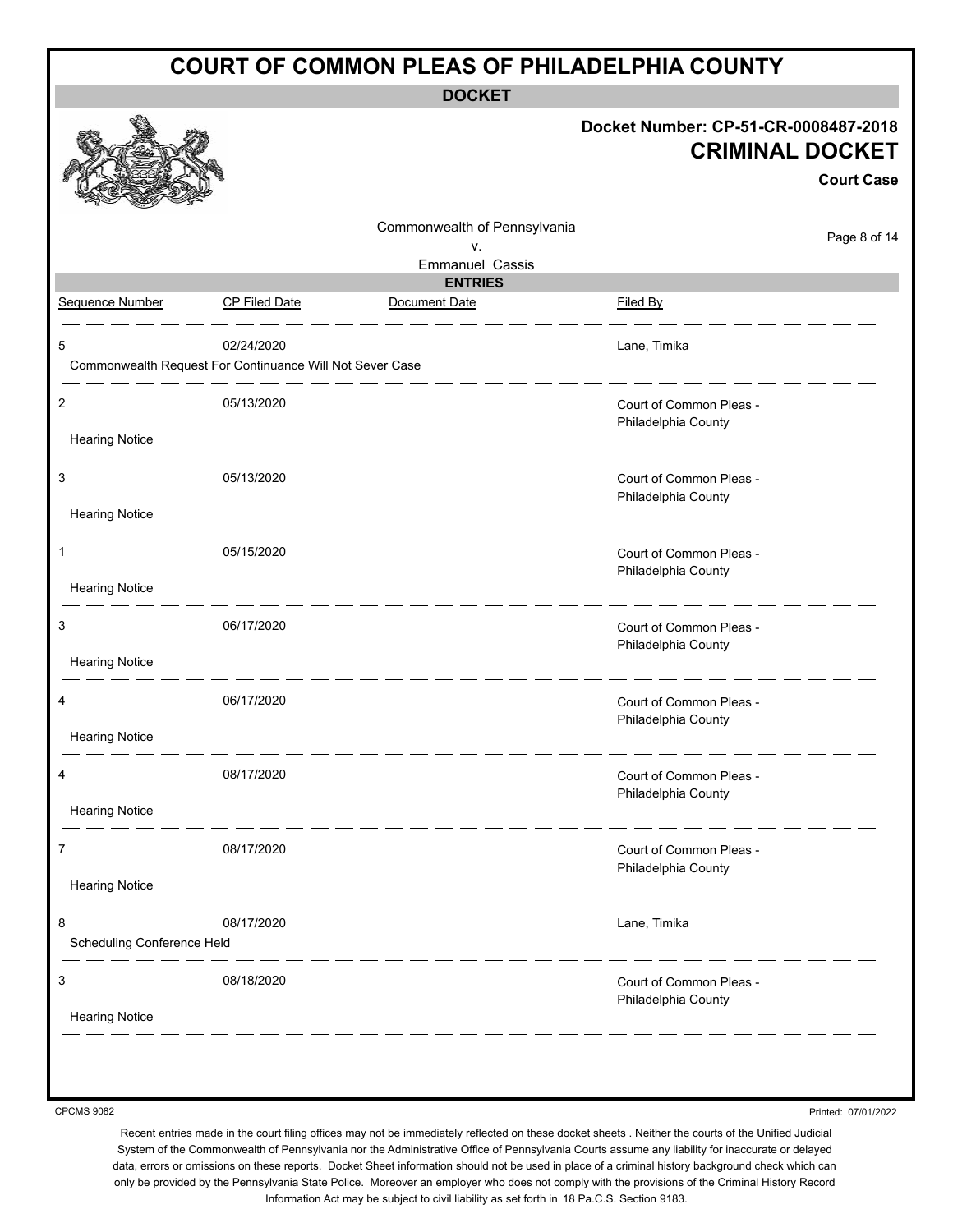# COURT OF COMMON PLEAS OF PHILADELPHIA COUNTY

## DOCKET

**Docket Number: CP-51-CR-0008487-2018**

**CRIMINAL DOCKET**

**Court Case**

Commonwealth of Pennsylvania
v.
Emmanuel Cassis

### ENTRIES

| Sequence Number | CP Filed Date | Document Date | Filed By |
|---|---|---|---|
| 5 | 02/24/2020 | | Lane, Timika |
| Commonwealth Request For Continuance Will Not Sever Case | | | |
| 2 | 05/13/2020 | | Court of Common Pleas - Philadelphia County |
| Hearing Notice | | | |
| 3 | 05/13/2020 | | Court of Common Pleas - Philadelphia County |
| Hearing Notice | | | |
| 1 | 05/15/2020 | | Court of Common Pleas - Philadelphia County |
| Hearing Notice | | | |
| 3 | 06/17/2020 | | Court of Common Pleas - Philadelphia County |
| Hearing Notice | | | |
| 4 | 06/17/2020 | | Court of Common Pleas - Philadelphia County |
| Hearing Notice | | | |
| 4 | 08/17/2020 | | Court of Common Pleas - Philadelphia County |
| Hearing Notice | | | |
| 7 | 08/17/2020 | | Court of Common Pleas - Philadelphia County |
| Hearing Notice | | | |
| 8 | 08/17/2020 | | Lane, Timika |
| Scheduling Conference Held | | | |
| 3 | 08/18/2020 | | Court of Common Pleas - Philadelphia County |
| Hearing Notice | | | |

CPCMS 9082

Printed: 07/01/2022

Recent entries made in the court filing offices may not be immediately reflected on these docket sheets . Neither the courts of the Unified Judicial System of the Commonwealth of Pennsylvania nor the Administrative Office of Pennsylvania Courts assume any liability for inaccurate or delayed data, errors or omissions on these reports. Docket Sheet information should not be used in place of a criminal history background check which can only be provided by the Pennsylvania State Police. Moreover an employer who does not comply with the provisions of the Criminal History Record Information Act may be subject to civil liability as set forth in 18 Pa.C.S. Section 9183.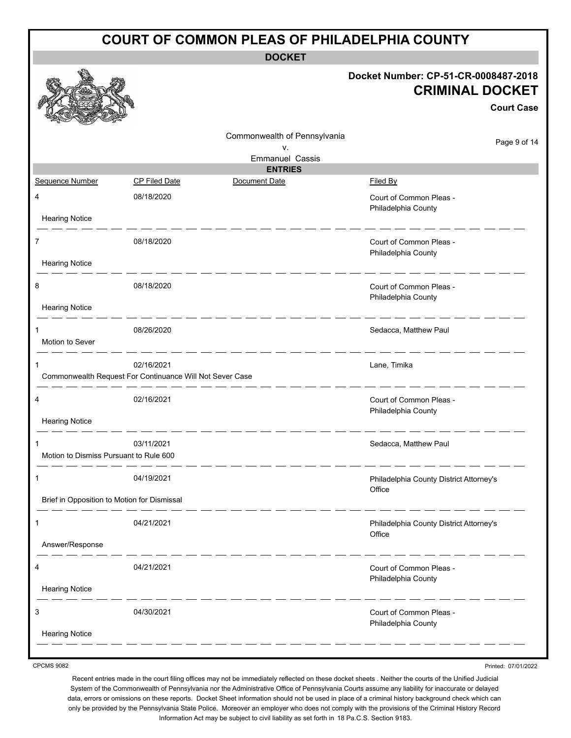# COURT OF COMMON PLEAS OF PHILADELPHIA COUNTY

**DOCKET**

**Docket Number: CP-51-CR-0008487-2018**

**CRIMINAL DOCKET**

**Court Case**

Commonwealth of Pennsylvania
v.
Emmanuel Cassis

**ENTRIES**

| Sequence Number | CP Filed Date | Document Date | Filed By |
|---|---|---|---|
| 4 | 08/18/2020 | | Court of Common Pleas - Philadelphia County |
| Hearing Notice | | | |
| 7 | 08/18/2020 | | Court of Common Pleas - Philadelphia County |
| Hearing Notice | | | |
| 8 | 08/18/2020 | | Court of Common Pleas - Philadelphia County |
| Hearing Notice | | | |
| 1 | 08/26/2020 | | Sedacca, Matthew Paul |
| Motion to Sever | | | |
| 1 | 02/16/2021 | | Lane, Timika |
| Commonwealth Request For Continuance Will Not Sever Case | | | |
| 4 | 02/16/2021 | | Court of Common Pleas - Philadelphia County |
| Hearing Notice | | | |
| 1 | 03/11/2021 | | Sedacca, Matthew Paul |
| Motion to Dismiss Pursuant to Rule 600 | | | |
| 1 | 04/19/2021 | | Philadelphia County District Attorney's Office |
| Brief in Opposition to Motion for Dismissal | | | |
| 1 | 04/21/2021 | | Philadelphia County District Attorney's Office |
| Answer/Response | | | |
| 4 | 04/21/2021 | | Court of Common Pleas - Philadelphia County |
| Hearing Notice | | | |
| 3 | 04/30/2021 | | Court of Common Pleas - Philadelphia County |
| Hearing Notice | | | |

CPCMS 9082

Printed: 07/01/2022

Recent entries made in the court filing offices may not be immediately reflected on these docket sheets . Neither the courts of the Unified Judicial System of the Commonwealth of Pennsylvania nor the Administrative Office of Pennsylvania Courts assume any liability for inaccurate or delayed data, errors or omissions on these reports. Docket Sheet information should not be used in place of a criminal history background check which can only be provided by the Pennsylvania State Police. Moreover an employer who does not comply with the provisions of the Criminal History Record Information Act may be subject to civil liability as set forth in 18 Pa.C.S. Section 9183.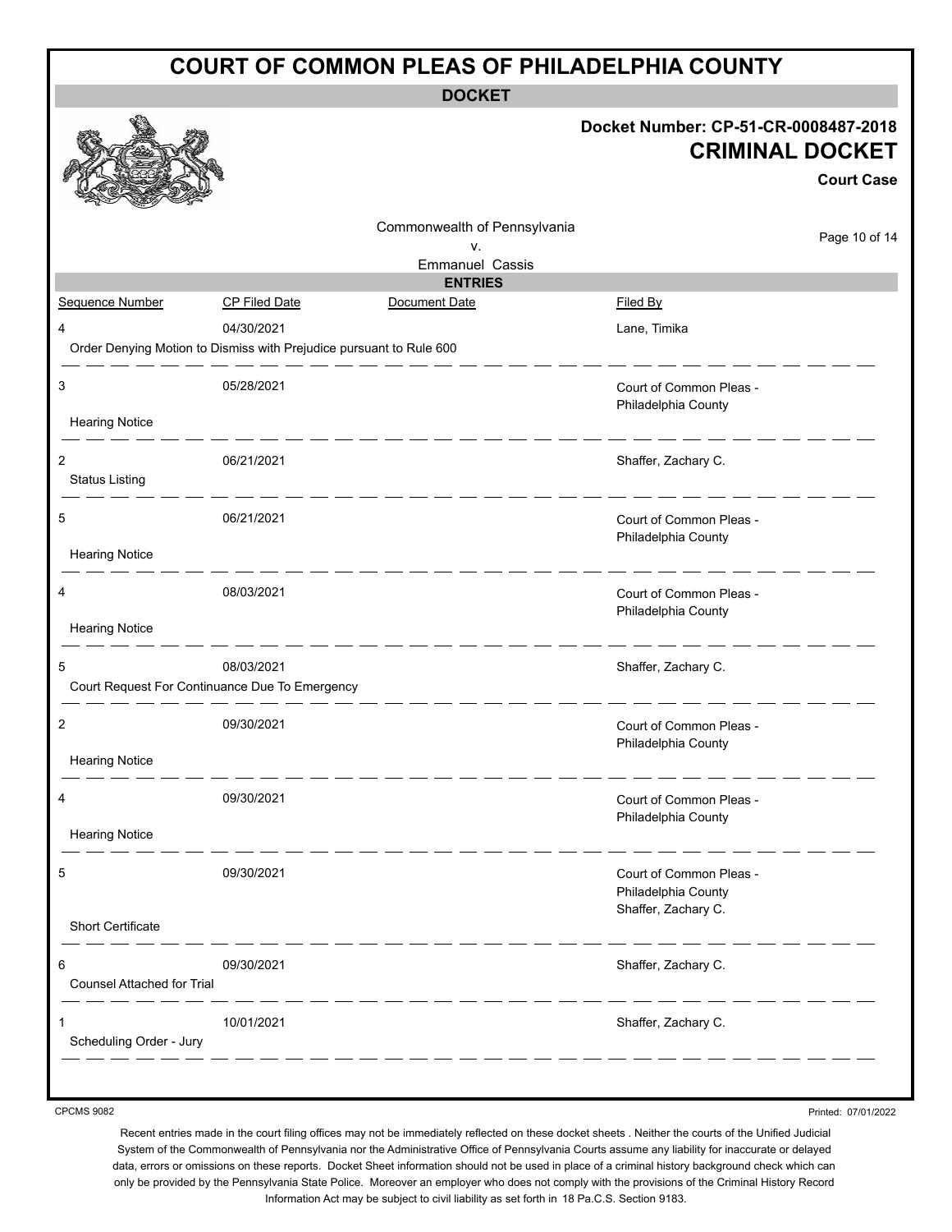# COURT OF COMMON PLEAS OF PHILADELPHIA COUNTY

## DOCKET

**Docket Number: CP-51-CR-0008487-2018**

**CRIMINAL DOCKET**

**Court Case**

Commonwealth of Pennsylvania
v.
Emmanuel Cassis

### ENTRIES

| Sequence Number | CP Filed Date | Document Date | Filed By |
|---|---|---|---|
| 4 | 04/30/2021 | | Lane, Timika |
| Order Denying Motion to Dismiss with Prejudice pursuant to Rule 600 | | | |
| 3 | 05/28/2021 | | Court of Common Pleas - Philadelphia County |
| Hearing Notice | | | |
| 2 | 06/21/2021 | | Shaffer, Zachary C. |
| Status Listing | | | |
| 5 | 06/21/2021 | | Court of Common Pleas - Philadelphia County |
| Hearing Notice | | | |
| 4 | 08/03/2021 | | Court of Common Pleas - Philadelphia County |
| Hearing Notice | | | |
| 5 | 08/03/2021 | | Shaffer, Zachary C. |
| Court Request For Continuance Due To Emergency | | | |
| 2 | 09/30/2021 | | Court of Common Pleas - Philadelphia County |
| Hearing Notice | | | |
| 4 | 09/30/2021 | | Court of Common Pleas - Philadelphia County |
| Hearing Notice | | | |
| 5 | 09/30/2021 | | Court of Common Pleas - Philadelphia County<br>Shaffer, Zachary C. |
| Short Certificate | | | |
| 6 | 09/30/2021 | | Shaffer, Zachary C. |
| Counsel Attached for Trial | | | |
| 1 | 10/01/2021 | | Shaffer, Zachary C. |
| Scheduling Order - Jury | | | |

CPCMS 9082

Printed: 07/01/2022

Recent entries made in the court filing offices may not be immediately reflected on these docket sheets . Neither the courts of the Unified Judicial System of the Commonwealth of Pennsylvania nor the Administrative Office of Pennsylvania Courts assume any liability for inaccurate or delayed data, errors or omissions on these reports. Docket Sheet information should not be used in place of a criminal history background check which can only be provided by the Pennsylvania State Police. Moreover an employer who does not comply with the provisions of the Criminal History Record Information Act may be subject to civil liability as set forth in 18 Pa.C.S. Section 9183.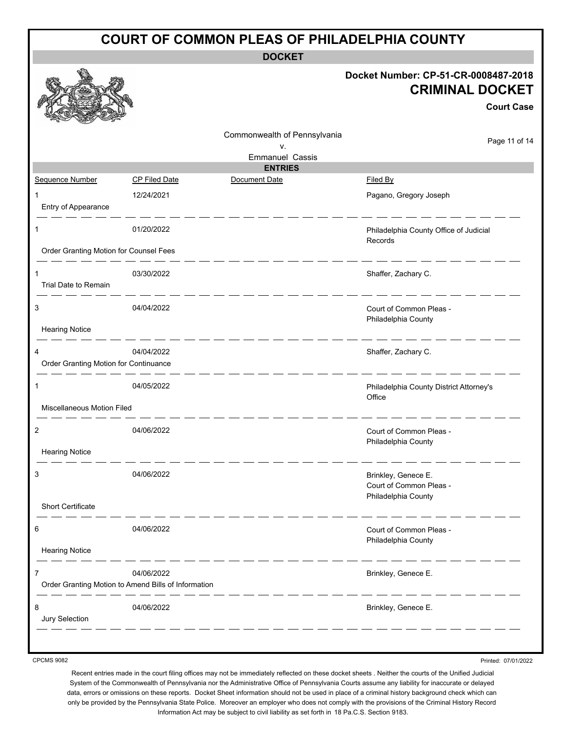# COURT OF COMMON PLEAS OF PHILADELPHIA COUNTY

**DOCKET**

**Docket Number: CP-51-CR-0008487-2018**

**CRIMINAL DOCKET**

**Court Case**

Commonwealth of Pennsylvania
v.
Emmanuel Cassis

**ENTRIES**

| Sequence Number | CP Filed Date | Document Date | Filed By |
|---|---|---|---|
| 1<br>Entry of Appearance | 12/24/2021 | | Pagano, Gregory Joseph |
| 1<br>Order Granting Motion for Counsel Fees | 01/20/2022 | | Philadelphia County Office of Judicial Records |
| 1<br>Trial Date to Remain | 03/30/2022 | | Shaffer, Zachary C. |
| 3<br>Hearing Notice | 04/04/2022 | | Court of Common Pleas - Philadelphia County |
| 4<br>Order Granting Motion for Continuance | 04/04/2022 | | Shaffer, Zachary C. |
| 1<br>Miscellaneous Motion Filed | 04/05/2022 | | Philadelphia County District Attorney's Office |
| 2<br>Hearing Notice | 04/06/2022 | | Court of Common Pleas - Philadelphia County |
| 3<br>Short Certificate | 04/06/2022 | | Brinkley, Genece E.<br>Court of Common Pleas - Philadelphia County |
| 6<br>Hearing Notice | 04/06/2022 | | Court of Common Pleas - Philadelphia County |
| 7<br>Order Granting Motion to Amend Bills of Information | 04/06/2022 | | Brinkley, Genece E. |
| 8<br>Jury Selection | 04/06/2022 | | Brinkley, Genece E. |

CPCMS 9082

Printed: 07/01/2022

Recent entries made in the court filing offices may not be immediately reflected on these docket sheets . Neither the courts of the Unified Judicial System of the Commonwealth of Pennsylvania nor the Administrative Office of Pennsylvania Courts assume any liability for inaccurate or delayed data, errors or omissions on these reports. Docket Sheet information should not be used in place of a criminal history background check which can only be provided by the Pennsylvania State Police. Moreover an employer who does not comply with the provisions of the Criminal History Record Information Act may be subject to civil liability as set forth in 18 Pa.C.S. Section 9183.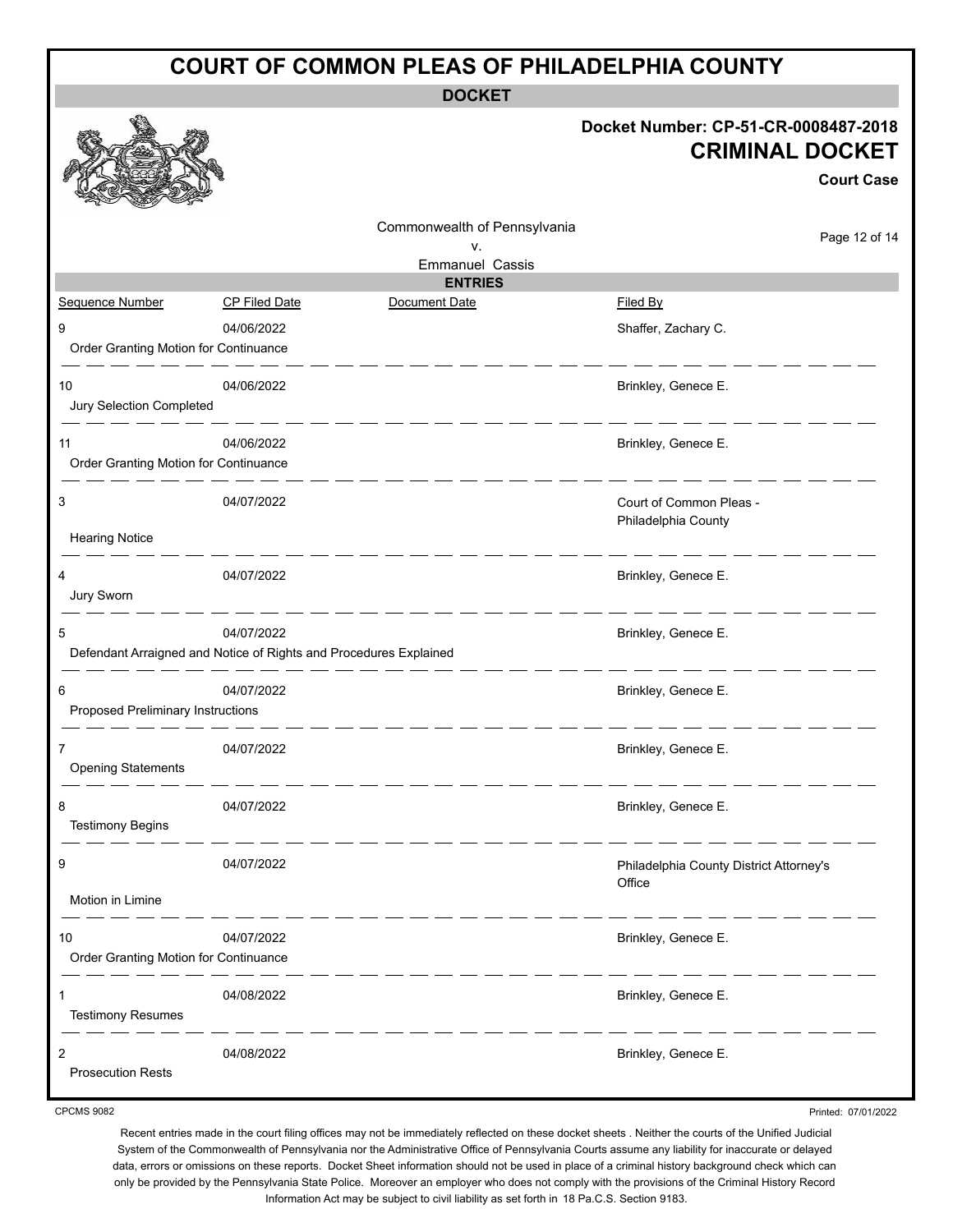# COURT OF COMMON PLEAS OF PHILADELPHIA COUNTY

**DOCKET**

**Docket Number: CP-51-CR-0008487-2018**

**CRIMINAL DOCKET**

**Court Case**

Commonwealth of Pennsylvania
v.
Emmanuel Cassis

**ENTRIES**

| Sequence Number | CP Filed Date | Document Date | Filed By |
|---|---|---|---|
| 9<br>Order Granting Motion for Continuance | 04/06/2022 | | Shaffer, Zachary C. |
| 10<br>Jury Selection Completed | 04/06/2022 | | Brinkley, Genece E. |
| 11<br>Order Granting Motion for Continuance | 04/06/2022 | | Brinkley, Genece E. |
| 3<br>Hearing Notice | 04/07/2022 | | Court of Common Pleas - Philadelphia County |
| 4<br>Jury Sworn | 04/07/2022 | | Brinkley, Genece E. |
| 5<br>Defendant Arraigned and Notice of Rights and Procedures Explained | 04/07/2022 | | Brinkley, Genece E. |
| 6<br>Proposed Preliminary Instructions | 04/07/2022 | | Brinkley, Genece E. |
| 7<br>Opening Statements | 04/07/2022 | | Brinkley, Genece E. |
| 8<br>Testimony Begins | 04/07/2022 | | Brinkley, Genece E. |
| 9<br>Motion in Limine | 04/07/2022 | | Philadelphia County District Attorney's Office |
| 10<br>Order Granting Motion for Continuance | 04/07/2022 | | Brinkley, Genece E. |
| 1<br>Testimony Resumes | 04/08/2022 | | Brinkley, Genece E. |
| 2<br>Prosecution Rests | 04/08/2022 | | Brinkley, Genece E. |

CPCMS 9082

Printed: 07/01/2022

Recent entries made in the court filing offices may not be immediately reflected on these docket sheets . Neither the courts of the Unified Judicial System of the Commonwealth of Pennsylvania nor the Administrative Office of Pennsylvania Courts assume any liability for inaccurate or delayed data, errors or omissions on these reports. Docket Sheet information should not be used in place of a criminal history background check which can only be provided by the Pennsylvania State Police. Moreover an employer who does not comply with the provisions of the Criminal History Record Information Act may be subject to civil liability as set forth in 18 Pa.C.S. Section 9183.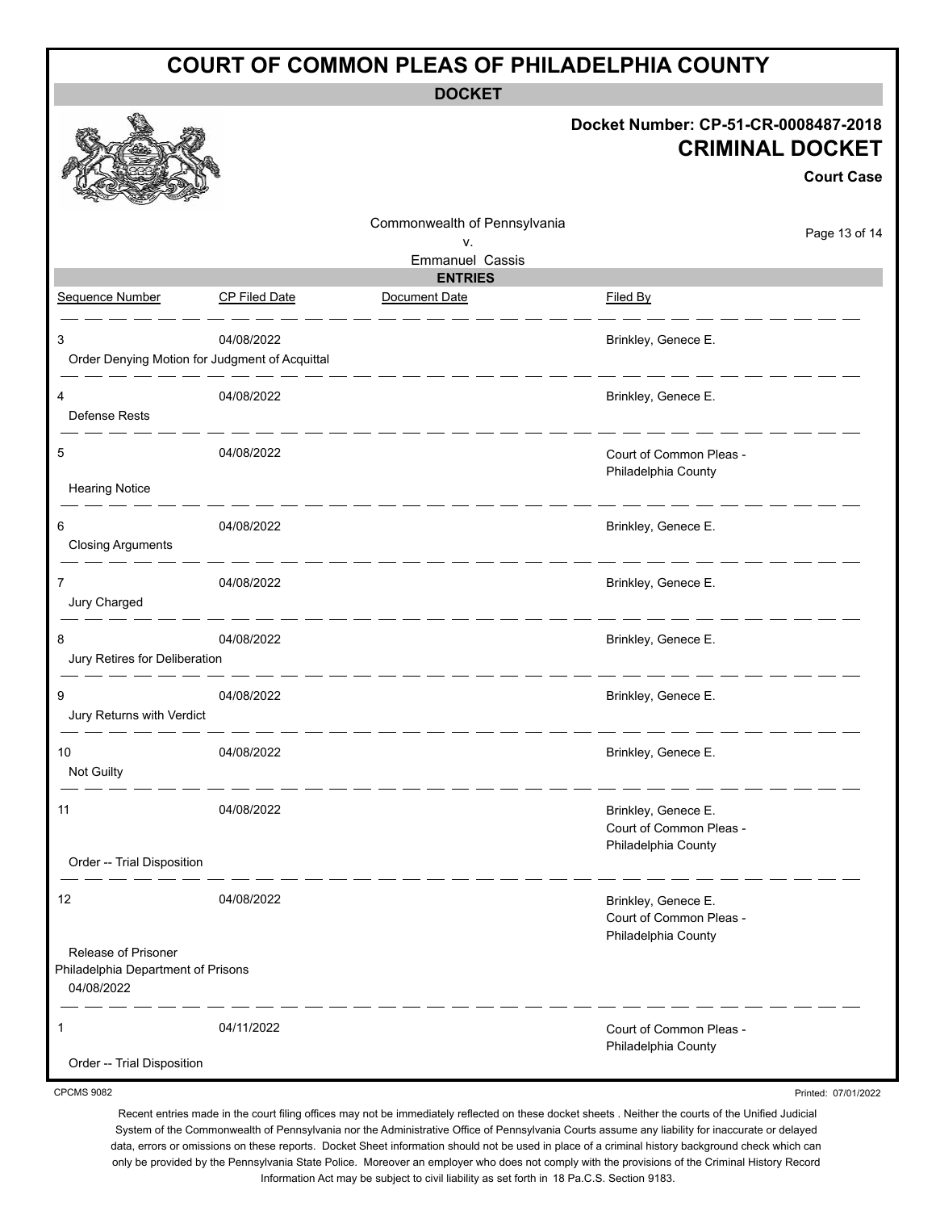# COURT OF COMMON PLEAS OF PHILADELPHIA COUNTY

**DOCKET**

**Docket Number: CP-51-CR-0008487-2018**

**CRIMINAL DOCKET**

**Court Case**

Commonwealth of Pennsylvania
v.
Emmanuel Cassis

**ENTRIES**

| Sequence Number | CP Filed Date | Document Date | Filed By |
|---|---|---|---|
| 3<br>Order Denying Motion for Judgment of Acquittal | 04/08/2022 | | Brinkley, Genece E. |
| 4<br>Defense Rests | 04/08/2022 | | Brinkley, Genece E. |
| 5<br>Hearing Notice | 04/08/2022 | | Court of Common Pleas - Philadelphia County |
| 6<br>Closing Arguments | 04/08/2022 | | Brinkley, Genece E. |
| 7<br>Jury Charged | 04/08/2022 | | Brinkley, Genece E. |
| 8<br>Jury Retires for Deliberation | 04/08/2022 | | Brinkley, Genece E. |
| 9<br>Jury Returns with Verdict | 04/08/2022 | | Brinkley, Genece E. |
| 10<br>Not Guilty | 04/08/2022 | | Brinkley, Genece E. |
| 11<br>Order -- Trial Disposition | 04/08/2022 | | Brinkley, Genece E.<br>Court of Common Pleas - Philadelphia County |
| 12<br>Release of Prisoner<br>Philadelphia Department of Prisons<br>04/08/2022 | 04/08/2022 | | Brinkley, Genece E.<br>Court of Common Pleas - Philadelphia County |
| 1<br>Order -- Trial Disposition | 04/11/2022 | | Court of Common Pleas - Philadelphia County |

CPCMS 9082

Printed: 07/01/2022

Recent entries made in the court filing offices may not be immediately reflected on these docket sheets . Neither the courts of the Unified Judicial System of the Commonwealth of Pennsylvania nor the Administrative Office of Pennsylvania Courts assume any liability for inaccurate or delayed data, errors or omissions on these reports. Docket Sheet information should not be used in place of a criminal history background check which can only be provided by the Pennsylvania State Police. Moreover an employer who does not comply with the provisions of the Criminal History Record Information Act may be subject to civil liability as set forth in 18 Pa.C.S. Section 9183.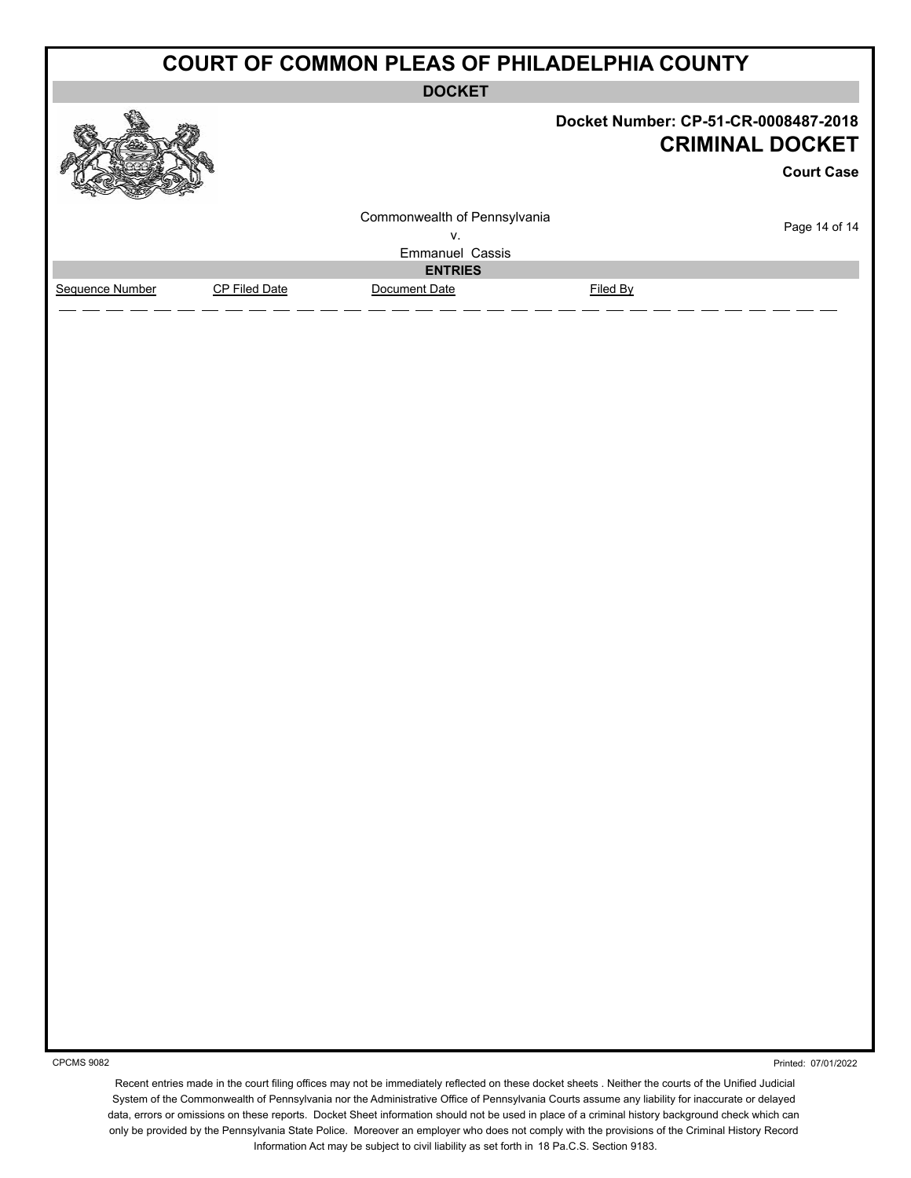# COURT OF COMMON PLEAS OF PHILADELPHIA COUNTY

**DOCKET**

**Docket Number: CP-51-CR-0008487-2018**

## CRITICAL DOCKET

**Court Case**

Commonwealth of Pennsylvania
v.
Emmanuel Cassis

**ENTRIES**

| Sequence Number | CP Filed Date | Document Date | Filed By |
|---|---|---|---|

CPCMS 9082

Printed: 07/01/2022

Recent entries made in the court filing offices may not be immediately reflected on these docket sheets . Neither the courts of the Unified Judicial System of the Commonwealth of Pennsylvania nor the Administrative Office of Pennsylvania Courts assume any liability for inaccurate or delayed data, errors or omissions on these reports. Docket Sheet information should not be used in place of a criminal history background check which can only be provided by the Pennsylvania State Police. Moreover an employer who does not comply with the provisions of the Criminal History Record Information Act may be subject to civil liability as set forth in 18 Pa.C.S. Section 9183.